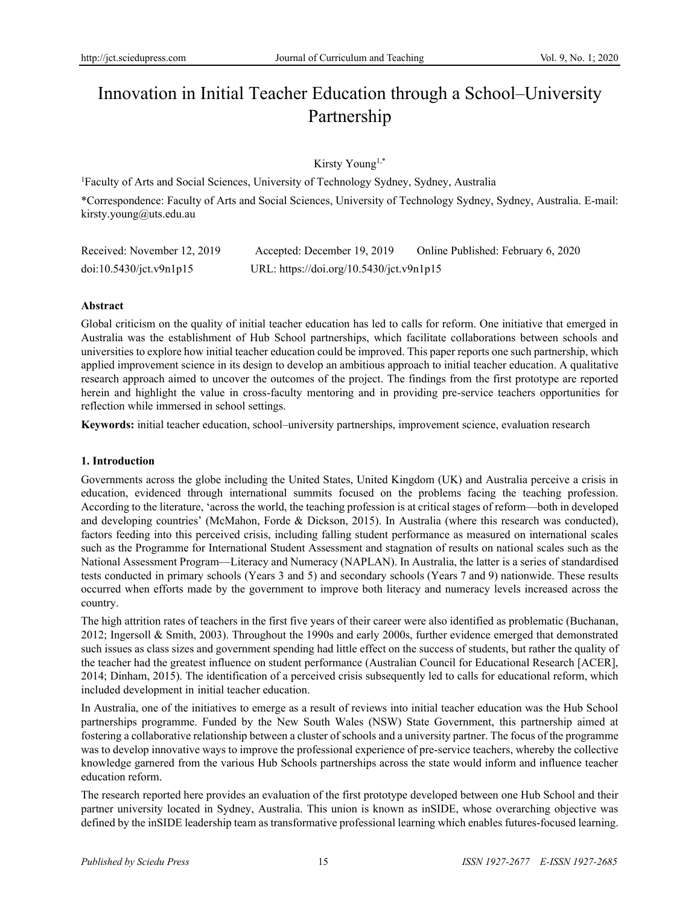# Innovation in Initial Teacher Education through a School–University Partnership

Kirsty Young[1,*]

[1]Faculty of Arts and Social Sciences, University of Technology Sydney, Sydney, Australia

*Correspondence: Faculty of Arts and Social Sciences, University of Technology Sydney, Sydney, Australia. E-mail: kirsty.young@uts.edu.au

Received: November 12, 2019 Accepted: December 19, 2019 Online Published: February 6, 2020

doi:10.5430/jct.v9n1p15 URL: https://doi.org/10.5430/jct.v9n1p15

### Abstract

Global criticism on the quality of initial teacher education has led to calls for reform. One initiative that emerged in Australia was the establishment of Hub School partnerships, which facilitate collaborations between schools and universities to explore how initial teacher education could be improved. This paper reports one such partnership, which applied improvement science in its design to develop an ambitious approach to initial teacher education. A qualitative research approach aimed to uncover the outcomes of the project. The findings from the first prototype are reported herein and highlight the value in cross-faculty mentoring and in providing pre-service teachers opportunities for reflection while immersed in school settings.

**Keywords:** initial teacher education, school–university partnerships, improvement science, evaluation research

## 1. Introduction

Governments across the globe including the United States, United Kingdom (UK) and Australia perceive a crisis in education, evidenced through international summits focused on the problems facing the teaching profession. According to the literature, 'across the world, the teaching profession is at critical stages of reform—both in developed and developing countries' (McMahon, Forde & Dickson, 2015). In Australia (where this research was conducted), factors feeding into this perceived crisis, including falling student performance as measured on international scales such as the Programme for International Student Assessment and stagnation of results on national scales such as the National Assessment Program—Literacy and Numeracy (NAPLAN). In Australia, the latter is a series of standardised tests conducted in primary schools (Years 3 and 5) and secondary schools (Years 7 and 9) nationwide. These results occurred when efforts made by the government to improve both literacy and numeracy levels increased across the country.

The high attrition rates of teachers in the first five years of their career were also identified as problematic (Buchanan, 2012; Ingersoll & Smith, 2003). Throughout the 1990s and early 2000s, further evidence emerged that demonstrated such issues as class sizes and government spending had little effect on the success of students, but rather the quality of the teacher had the greatest influence on student performance (Australian Council for Educational Research [ACER], 2014; Dinham, 2015). The identification of a perceived crisis subsequently led to calls for educational reform, which included development in initial teacher education.

In Australia, one of the initiatives to emerge as a result of reviews into initial teacher education was the Hub School partnerships programme. Funded by the New South Wales (NSW) State Government, this partnership aimed at fostering a collaborative relationship between a cluster of schools and a university partner. The focus of the programme was to develop innovative ways to improve the professional experience of pre-service teachers, whereby the collective knowledge garnered from the various Hub Schools partnerships across the state would inform and influence teacher education reform.

The research reported here provides an evaluation of the first prototype developed between one Hub School and their partner university located in Sydney, Australia. This union is known as inSIDE, whose overarching objective was defined by the inSIDE leadership team as transformative professional learning which enables futures-focused learning.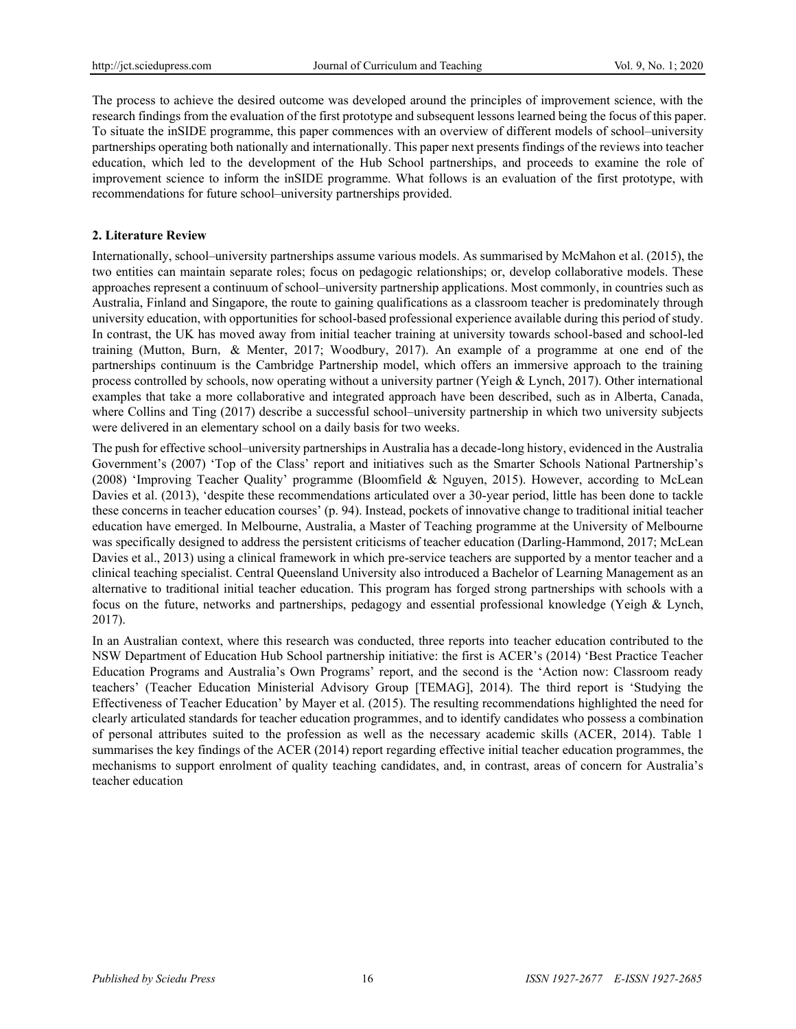The process to achieve the desired outcome was developed around the principles of improvement science, with the research findings from the evaluation of the first prototype and subsequent lessons learned being the focus of this paper. To situate the inSIDE programme, this paper commences with an overview of different models of school–university partnerships operating both nationally and internationally. This paper next presents findings of the reviews into teacher education, which led to the development of the Hub School partnerships, and proceeds to examine the role of improvement science to inform the inSIDE programme. What follows is an evaluation of the first prototype, with recommendations for future school–university partnerships provided.

## 2. Literature Review

Internationally, school–university partnerships assume various models. As summarised by McMahon et al. (2015), the two entities can maintain separate roles; focus on pedagogic relationships; or, develop collaborative models. These approaches represent a continuum of school–university partnership applications. Most commonly, in countries such as Australia, Finland and Singapore, the route to gaining qualifications as a classroom teacher is predominately through university education, with opportunities for school-based professional experience available during this period of study. In contrast, the UK has moved away from initial teacher training at university towards school-based and school-led training (Mutton, Burn, & Menter, 2017; Woodbury, 2017). An example of a programme at one end of the partnerships continuum is the Cambridge Partnership model, which offers an immersive approach to the training process controlled by schools, now operating without a university partner (Yeigh & Lynch, 2017). Other international examples that take a more collaborative and integrated approach have been described, such as in Alberta, Canada, where Collins and Ting (2017) describe a successful school–university partnership in which two university subjects were delivered in an elementary school on a daily basis for two weeks.

The push for effective school–university partnerships in Australia has a decade-long history, evidenced in the Australia Government's (2007) 'Top of the Class' report and initiatives such as the Smarter Schools National Partnership's (2008) 'Improving Teacher Quality' programme (Bloomfield & Nguyen, 2015). However, according to McLean Davies et al. (2013), 'despite these recommendations articulated over a 30-year period, little has been done to tackle these concerns in teacher education courses' (p. 94). Instead, pockets of innovative change to traditional initial teacher education have emerged. In Melbourne, Australia, a Master of Teaching programme at the University of Melbourne was specifically designed to address the persistent criticisms of teacher education (Darling-Hammond, 2017; McLean Davies et al., 2013) using a clinical framework in which pre-service teachers are supported by a mentor teacher and a clinical teaching specialist. Central Queensland University also introduced a Bachelor of Learning Management as an alternative to traditional initial teacher education. This program has forged strong partnerships with schools with a focus on the future, networks and partnerships, pedagogy and essential professional knowledge (Yeigh & Lynch, 2017).

In an Australian context, where this research was conducted, three reports into teacher education contributed to the NSW Department of Education Hub School partnership initiative: the first is ACER's (2014) 'Best Practice Teacher Education Programs and Australia's Own Programs' report, and the second is the 'Action now: Classroom ready teachers' (Teacher Education Ministerial Advisory Group [TEMAG], 2014). The third report is 'Studying the Effectiveness of Teacher Education' by Mayer et al. (2015). The resulting recommendations highlighted the need for clearly articulated standards for teacher education programmes, and to identify candidates who possess a combination of personal attributes suited to the profession as well as the necessary academic skills (ACER, 2014). Table 1 summarises the key findings of the ACER (2014) report regarding effective initial teacher education programmes, the mechanisms to support enrolment of quality teaching candidates, and, in contrast, areas of concern for Australia's teacher education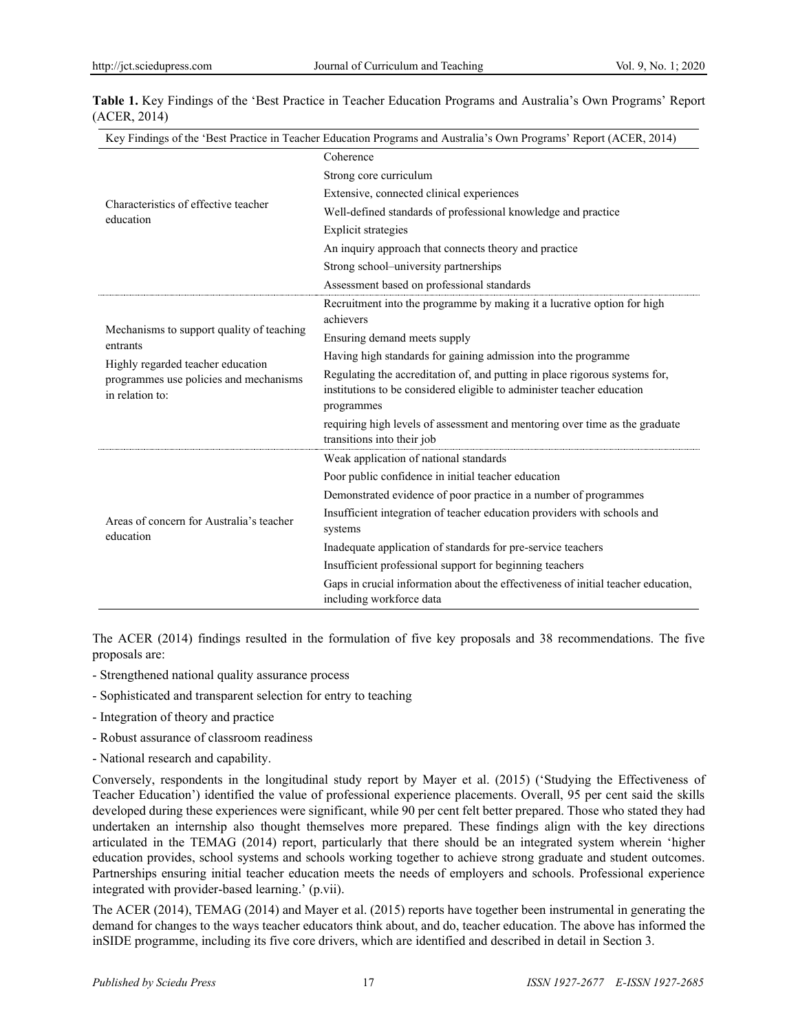**Table 1.** Key Findings of the 'Best Practice in Teacher Education Programs and Australia's Own Programs' Report (ACER, 2014)

| Key Findings of the 'Best Practice in Teacher Education Programs and Australia's Own Programs' Report (ACER, 2014) | |
|---|---|
| Characteristics of effective teacher education | Coherence |
| | Strong core curriculum |
| | Extensive, connected clinical experiences |
| | Well-defined standards of professional knowledge and practice |
| | Explicit strategies |
| | An inquiry approach that connects theory and practice |
| | Strong school–university partnerships |
| | Assessment based on professional standards |
| Mechanisms to support quality of teaching entrants<br>Highly regarded teacher education programmes use policies and mechanisms in relation to: | Recruitment into the programme by making it a lucrative option for high achievers |
| | Ensuring demand meets supply |
| | Having high standards for gaining admission into the programme |
| | Regulating the accreditation of, and putting in place rigorous systems for, institutions to be considered eligible to administer teacher education programmes |
| | requiring high levels of assessment and mentoring over time as the graduate transitions into their job |
| Areas of concern for Australia's teacher education | Weak application of national standards |
| | Poor public confidence in initial teacher education |
| | Demonstrated evidence of poor practice in a number of programmes |
| | Insufficient integration of teacher education providers with schools and systems |
| | Inadequate application of standards for pre-service teachers |
| | Insufficient professional support for beginning teachers |
| | Gaps in crucial information about the effectiveness of initial teacher education, including workforce data |

The ACER (2014) findings resulted in the formulation of five key proposals and 38 recommendations. The five proposals are:

- Strengthened national quality assurance process
- Sophisticated and transparent selection for entry to teaching
- Integration of theory and practice
- Robust assurance of classroom readiness
- National research and capability.

Conversely, respondents in the longitudinal study report by Mayer et al. (2015) ('Studying the Effectiveness of Teacher Education') identified the value of professional experience placements. Overall, 95 per cent said the skills developed during these experiences were significant, while 90 per cent felt better prepared. Those who stated they had undertaken an internship also thought themselves more prepared. These findings align with the key directions articulated in the TEMAG (2014) report, particularly that there should be an integrated system wherein 'higher education provides, school systems and schools working together to achieve strong graduate and student outcomes. Partnerships ensuring initial teacher education meets the needs of employers and schools. Professional experience integrated with provider-based learning.' (p.vii).

The ACER (2014), TEMAG (2014) and Mayer et al. (2015) reports have together been instrumental in generating the demand for changes to the ways teacher educators think about, and do, teacher education. The above has informed the inSIDE programme, including its five core drivers, which are identified and described in detail in Section 3.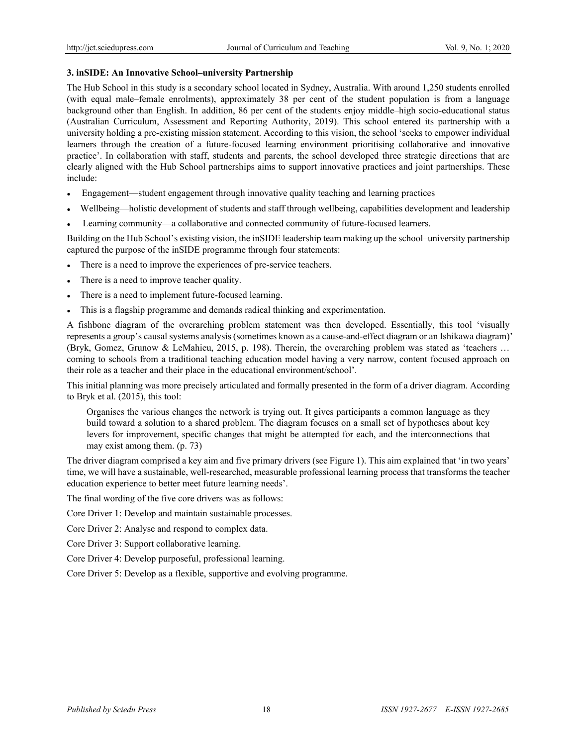### 3. inSIDE: An Innovative School–university Partnership

The Hub School in this study is a secondary school located in Sydney, Australia. With around 1,250 students enrolled (with equal male–female enrolments), approximately 38 per cent of the student population is from a language background other than English. In addition, 86 per cent of the students enjoy middle–high socio-educational status (Australian Curriculum, Assessment and Reporting Authority, 2019). This school entered its partnership with a university holding a pre-existing mission statement. According to this vision, the school 'seeks to empower individual learners through the creation of a future-focused learning environment prioritising collaborative and innovative practice'. In collaboration with staff, students and parents, the school developed three strategic directions that are clearly aligned with the Hub School partnerships aims to support innovative practices and joint partnerships. These include:

- Engagement—student engagement through innovative quality teaching and learning practices
- Wellbeing—holistic development of students and staff through wellbeing, capabilities development and leadership
- Learning community—a collaborative and connected community of future-focused learners.

Building on the Hub School's existing vision, the inSIDE leadership team making up the school–university partnership captured the purpose of the inSIDE programme through four statements:

- There is a need to improve the experiences of pre-service teachers.
- There is a need to improve teacher quality.
- There is a need to implement future-focused learning.
- This is a flagship programme and demands radical thinking and experimentation.

A fishbone diagram of the overarching problem statement was then developed. Essentially, this tool 'visually represents a group's causal systems analysis (sometimes known as a cause-and-effect diagram or an Ishikawa diagram)' (Bryk, Gomez, Grunow & LeMahieu, 2015, p. 198). Therein, the overarching problem was stated as 'teachers … coming to schools from a traditional teaching education model having a very narrow, content focused approach on their role as a teacher and their place in the educational environment/school'.

This initial planning was more precisely articulated and formally presented in the form of a driver diagram. According to Bryk et al. (2015), this tool:

> Organises the various changes the network is trying out. It gives participants a common language as they build toward a solution to a shared problem. The diagram focuses on a small set of hypotheses about key levers for improvement, specific changes that might be attempted for each, and the interconnections that may exist among them. (p. 73)

The driver diagram comprised a key aim and five primary drivers (see Figure 1). This aim explained that 'in two years' time, we will have a sustainable, well-researched, measurable professional learning process that transforms the teacher education experience to better meet future learning needs'.

The final wording of the five core drivers was as follows:

Core Driver 1: Develop and maintain sustainable processes.

Core Driver 2: Analyse and respond to complex data.

Core Driver 3: Support collaborative learning.

Core Driver 4: Develop purposeful, professional learning.

Core Driver 5: Develop as a flexible, supportive and evolving programme.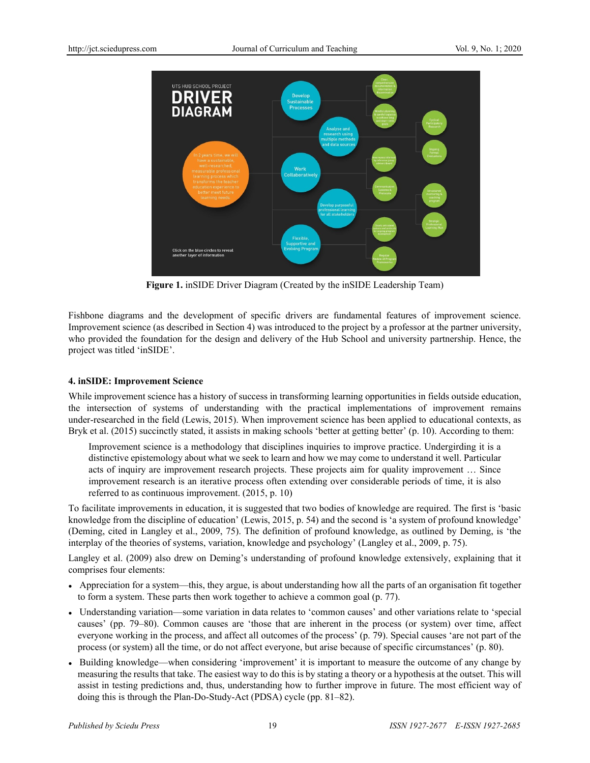UTS HUB SCHOOL PROJECT

DRIVER DIAGRAM

In 2 years time, we will have a sustainable, well-researched, measurable professional learning process which transforms the teacher education experience to better meet future learning needs.

Develop Sustainable Processes

Analyse and research using multiple methods and data sources

Work Collaboratively

Develop purposeful professional learning for all stakeholders

Flexible, Supportive and Evolving Program

Clear comprehensive documentation & information dissemination

Mindful planning & careful logistics to achieve long and short term goals

Cyclical Participatory Research

Ongoing Formal Evaluations

Communication Systems & Protocols

Structured mentoring & coaching program

Strategic Professional Learning Plan

Clearly articulated systems and protocols for ongoing program development

Regular Review of Program Frameworks

Click on the blue circles to reveal another layer of information

**Figure 1.** inSIDE Driver Diagram (Created by the inSIDE Leadership Team)

Fishbone diagrams and the development of specific drivers are fundamental features of improvement science. Improvement science (as described in Section 4) was introduced to the project by a professor at the partner university, who provided the foundation for the design and delivery of the Hub School and university partnership. Hence, the project was titled 'inSIDE'.

## 4. inSIDE: Improvement Science

While improvement science has a history of success in transforming learning opportunities in fields outside education, the intersection of systems of understanding with the practical implementations of improvement remains under-researched in the field (Lewis, 2015). When improvement science has been applied to educational contexts, as Bryk et al. (2015) succinctly stated, it assists in making schools 'better at getting better' (p. 10). According to them:

> Improvement science is a methodology that disciplines inquiries to improve practice. Undergirding it is a distinctive epistemology about what we seek to learn and how we may come to understand it well. Particular acts of inquiry are improvement research projects. These projects aim for quality improvement … Since improvement research is an iterative process often extending over considerable periods of time, it is also referred to as continuous improvement. (2015, p. 10)

To facilitate improvements in education, it is suggested that two bodies of knowledge are required. The first is 'basic knowledge from the discipline of education' (Lewis, 2015, p. 54) and the second is 'a system of profound knowledge' (Deming, cited in Langley et al., 2009, 75). The definition of profound knowledge, as outlined by Deming, is 'the interplay of the theories of systems, variation, knowledge and psychology' (Langley et al., 2009, p. 75).

Langley et al. (2009) also drew on Deming's understanding of profound knowledge extensively, explaining that it comprises four elements:

- Appreciation for a system—this, they argue, is about understanding how all the parts of an organisation fit together to form a system. These parts then work together to achieve a common goal (p. 77).
- Understanding variation—some variation in data relates to 'common causes' and other variations relate to 'special causes' (pp. 79–80). Common causes are 'those that are inherent in the process (or system) over time, affect everyone working in the process, and affect all outcomes of the process' (p. 79). Special causes 'are not part of the process (or system) all the time, or do not affect everyone, but arise because of specific circumstances' (p. 80).
- Building knowledge—when considering 'improvement' it is important to measure the outcome of any change by measuring the results that take. The easiest way to do this is by stating a theory or a hypothesis at the outset. This will assist in testing predictions and, thus, understanding how to further improve in future. The most efficient way of doing this is through the Plan-Do-Study-Act (PDSA) cycle (pp. 81–82).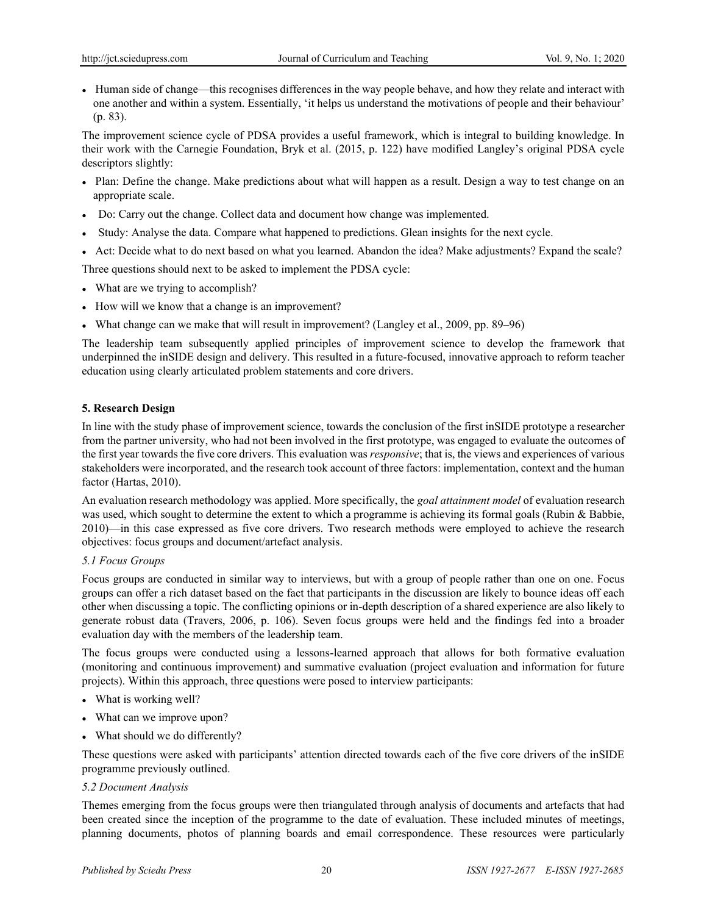- Human side of change—this recognises differences in the way people behave, and how they relate and interact with one another and within a system. Essentially, 'it helps us understand the motivations of people and their behaviour' (p. 83).

The improvement science cycle of PDSA provides a useful framework, which is integral to building knowledge. In their work with the Carnegie Foundation, Bryk et al. (2015, p. 122) have modified Langley's original PDSA cycle descriptors slightly:

- Plan: Define the change. Make predictions about what will happen as a result. Design a way to test change on an appropriate scale.
- Do: Carry out the change. Collect data and document how change was implemented.
- Study: Analyse the data. Compare what happened to predictions. Glean insights for the next cycle.
- Act: Decide what to do next based on what you learned. Abandon the idea? Make adjustments? Expand the scale?

Three questions should next to be asked to implement the PDSA cycle:

- What are we trying to accomplish?
- How will we know that a change is an improvement?
- What change can we make that will result in improvement? (Langley et al., 2009, pp. 89–96)

The leadership team subsequently applied principles of improvement science to develop the framework that underpinned the inSIDE design and delivery. This resulted in a future-focused, innovative approach to reform teacher education using clearly articulated problem statements and core drivers.

## 5. Research Design

In line with the study phase of improvement science, towards the conclusion of the first inSIDE prototype a researcher from the partner university, who had not been involved in the first prototype, was engaged to evaluate the outcomes of the first year towards the five core drivers. This evaluation was *responsive*; that is, the views and experiences of various stakeholders were incorporated, and the research took account of three factors: implementation, context and the human factor (Hartas, 2010).

An evaluation research methodology was applied. More specifically, the *goal attainment model* of evaluation research was used, which sought to determine the extent to which a programme is achieving its formal goals (Rubin & Babbie, 2010)—in this case expressed as five core drivers. Two research methods were employed to achieve the research objectives: focus groups and document/artefact analysis.

### 5.1 Focus Groups

Focus groups are conducted in similar way to interviews, but with a group of people rather than one on one. Focus groups can offer a rich dataset based on the fact that participants in the discussion are likely to bounce ideas off each other when discussing a topic. The conflicting opinions or in-depth description of a shared experience are also likely to generate robust data (Travers, 2006, p. 106). Seven focus groups were held and the findings fed into a broader evaluation day with the members of the leadership team.

The focus groups were conducted using a lessons-learned approach that allows for both formative evaluation (monitoring and continuous improvement) and summative evaluation (project evaluation and information for future projects). Within this approach, three questions were posed to interview participants:

- What is working well?
- What can we improve upon?
- What should we do differently?

These questions were asked with participants' attention directed towards each of the five core drivers of the inSIDE programme previously outlined.

### 5.2 Document Analysis

Themes emerging from the focus groups were then triangulated through analysis of documents and artefacts that had been created since the inception of the programme to the date of evaluation. These included minutes of meetings, planning documents, photos of planning boards and email correspondence. These resources were particularly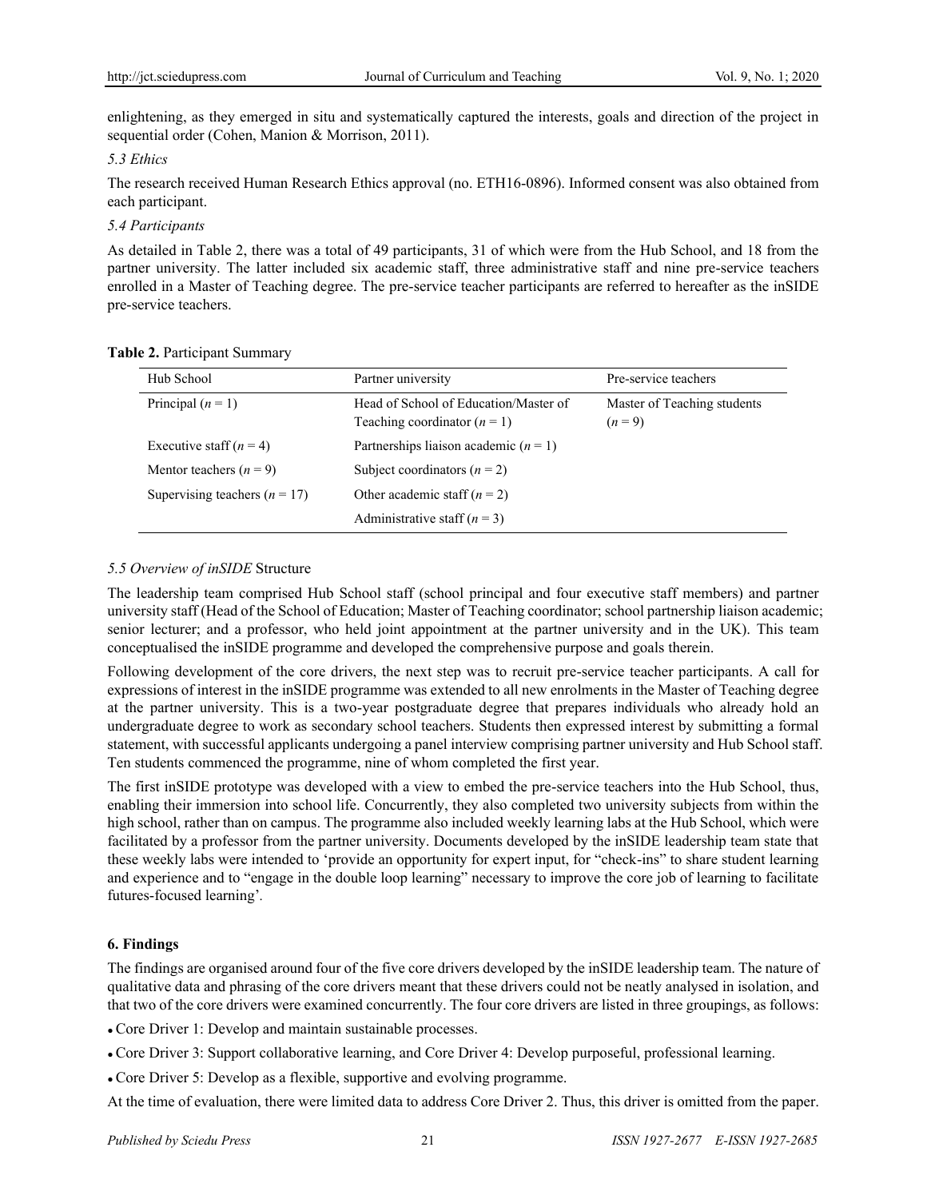enlightening, as they emerged in situ and systematically captured the interests, goals and direction of the project in sequential order (Cohen, Manion & Morrison, 2011).

### *5.3 Ethics*

The research received Human Research Ethics approval (no. ETH16-0896). Informed consent was also obtained from each participant.

### *5.4 Participants*

As detailed in Table 2, there was a total of 49 participants, 31 of which were from the Hub School, and 18 from the partner university. The latter included six academic staff, three administrative staff and nine pre-service teachers enrolled in a Master of Teaching degree. The pre-service teacher participants are referred to hereafter as the inSIDE pre-service teachers.

**Table 2.** Participant Summary

| Hub School | Partner university | Pre-service teachers |
|---|---|---|
| Principal ($n$ = 1) | Head of School of Education/Master of Teaching coordinator ($n$ = 1) | Master of Teaching students ($n$ = 9) |
| Executive staff ($n$ = 4) | Partnerships liaison academic ($n$ = 1) | |
| Mentor teachers ($n$ = 9) | Subject coordinators ($n$ = 2) | |
| Supervising teachers ($n$ = 17) | Other academic staff ($n$ = 2) | |
| | Administrative staff ($n$ = 3) | |

### *5.5 Overview of inSIDE* Structure

The leadership team comprised Hub School staff (school principal and four executive staff members) and partner university staff (Head of the School of Education; Master of Teaching coordinator; school partnership liaison academic; senior lecturer; and a professor, who held joint appointment at the partner university and in the UK). This team conceptualised the inSIDE programme and developed the comprehensive purpose and goals therein.

Following development of the core drivers, the next step was to recruit pre-service teacher participants. A call for expressions of interest in the inSIDE programme was extended to all new enrolments in the Master of Teaching degree at the partner university. This is a two-year postgraduate degree that prepares individuals who already hold an undergraduate degree to work as secondary school teachers. Students then expressed interest by submitting a formal statement, with successful applicants undergoing a panel interview comprising partner university and Hub School staff. Ten students commenced the programme, nine of whom completed the first year.

The first inSIDE prototype was developed with a view to embed the pre-service teachers into the Hub School, thus, enabling their immersion into school life. Concurrently, they also completed two university subjects from within the high school, rather than on campus. The programme also included weekly learning labs at the Hub School, which were facilitated by a professor from the partner university. Documents developed by the inSIDE leadership team state that these weekly labs were intended to 'provide an opportunity for expert input, for "check-ins" to share student learning and experience and to "engage in the double loop learning" necessary to improve the core job of learning to facilitate futures-focused learning'.

## 6. Findings

The findings are organised around four of the five core drivers developed by the inSIDE leadership team. The nature of qualitative data and phrasing of the core drivers meant that these drivers could not be neatly analysed in isolation, and that two of the core drivers were examined concurrently. The four core drivers are listed in three groupings, as follows:

- Core Driver 1: Develop and maintain sustainable processes.
- Core Driver 3: Support collaborative learning, and Core Driver 4: Develop purposeful, professional learning.
- Core Driver 5: Develop as a flexible, supportive and evolving programme.

At the time of evaluation, there were limited data to address Core Driver 2. Thus, this driver is omitted from the paper.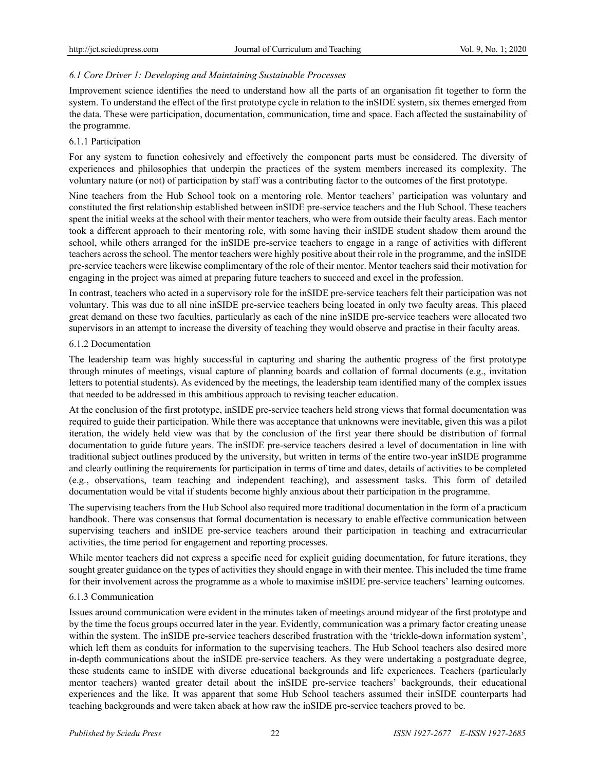### *6.1 Core Driver 1: Developing and Maintaining Sustainable Processes*

Improvement science identifies the need to understand how all the parts of an organisation fit together to form the system. To understand the effect of the first prototype cycle in relation to the inSIDE system, six themes emerged from the data. These were participation, documentation, communication, time and space. Each affected the sustainability of the programme.

#### 6.1.1 Participation

For any system to function cohesively and effectively the component parts must be considered. The diversity of experiences and philosophies that underpin the practices of the system members increased its complexity. The voluntary nature (or not) of participation by staff was a contributing factor to the outcomes of the first prototype.

Nine teachers from the Hub School took on a mentoring role. Mentor teachers' participation was voluntary and constituted the first relationship established between inSIDE pre-service teachers and the Hub School. These teachers spent the initial weeks at the school with their mentor teachers, who were from outside their faculty areas. Each mentor took a different approach to their mentoring role, with some having their inSIDE student shadow them around the school, while others arranged for the inSIDE pre-service teachers to engage in a range of activities with different teachers across the school. The mentor teachers were highly positive about their role in the programme, and the inSIDE pre-service teachers were likewise complimentary of the role of their mentor. Mentor teachers said their motivation for engaging in the project was aimed at preparing future teachers to succeed and excel in the profession.

In contrast, teachers who acted in a supervisory role for the inSIDE pre-service teachers felt their participation was not voluntary. This was due to all nine inSIDE pre-service teachers being located in only two faculty areas. This placed great demand on these two faculties, particularly as each of the nine inSIDE pre-service teachers were allocated two supervisors in an attempt to increase the diversity of teaching they would observe and practise in their faculty areas.

#### 6.1.2 Documentation

The leadership team was highly successful in capturing and sharing the authentic progress of the first prototype through minutes of meetings, visual capture of planning boards and collation of formal documents (e.g., invitation letters to potential students). As evidenced by the meetings, the leadership team identified many of the complex issues that needed to be addressed in this ambitious approach to revising teacher education.

At the conclusion of the first prototype, inSIDE pre-service teachers held strong views that formal documentation was required to guide their participation. While there was acceptance that unknowns were inevitable, given this was a pilot iteration, the widely held view was that by the conclusion of the first year there should be distribution of formal documentation to guide future years. The inSIDE pre-service teachers desired a level of documentation in line with traditional subject outlines produced by the university, but written in terms of the entire two-year inSIDE programme and clearly outlining the requirements for participation in terms of time and dates, details of activities to be completed (e.g., observations, team teaching and independent teaching), and assessment tasks. This form of detailed documentation would be vital if students become highly anxious about their participation in the programme.

The supervising teachers from the Hub School also required more traditional documentation in the form of a practicum handbook. There was consensus that formal documentation is necessary to enable effective communication between supervising teachers and inSIDE pre-service teachers around their participation in teaching and extracurricular activities, the time period for engagement and reporting processes.

While mentor teachers did not express a specific need for explicit guiding documentation, for future iterations, they sought greater guidance on the types of activities they should engage in with their mentee. This included the time frame for their involvement across the programme as a whole to maximise inSIDE pre-service teachers' learning outcomes.

#### 6.1.3 Communication

Issues around communication were evident in the minutes taken of meetings around midyear of the first prototype and by the time the focus groups occurred later in the year. Evidently, communication was a primary factor creating unease within the system. The inSIDE pre-service teachers described frustration with the 'trickle-down information system', which left them as conduits for information to the supervising teachers. The Hub School teachers also desired more in-depth communications about the inSIDE pre-service teachers. As they were undertaking a postgraduate degree, these students came to inSIDE with diverse educational backgrounds and life experiences. Teachers (particularly mentor teachers) wanted greater detail about the inSIDE pre-service teachers' backgrounds, their educational experiences and the like. It was apparent that some Hub School teachers assumed their inSIDE counterparts had teaching backgrounds and were taken aback at how raw the inSIDE pre-service teachers proved to be.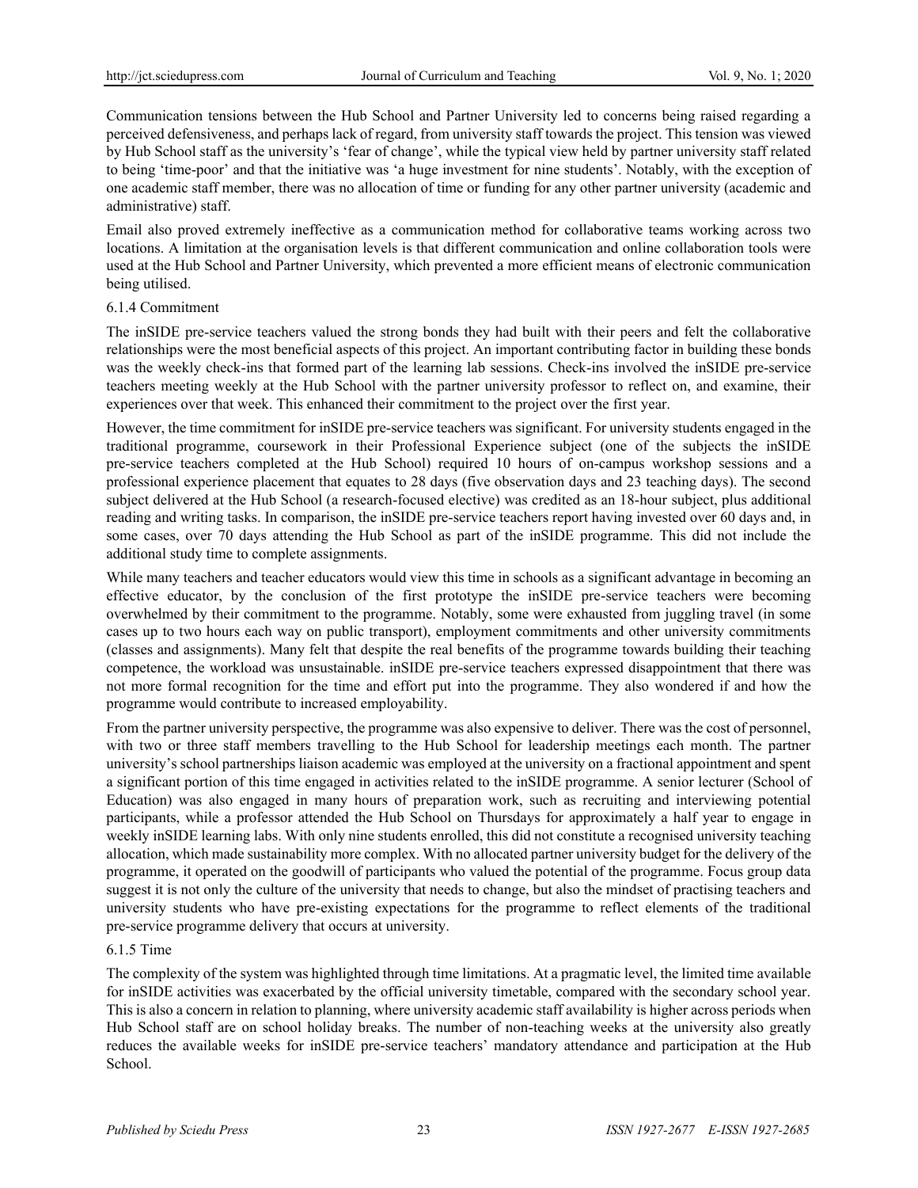Communication tensions between the Hub School and Partner University led to concerns being raised regarding a perceived defensiveness, and perhaps lack of regard, from university staff towards the project. This tension was viewed by Hub School staff as the university's 'fear of change', while the typical view held by partner university staff related to being 'time-poor' and that the initiative was 'a huge investment for nine students'. Notably, with the exception of one academic staff member, there was no allocation of time or funding for any other partner university (academic and administrative) staff.

Email also proved extremely ineffective as a communication method for collaborative teams working across two locations. A limitation at the organisation levels is that different communication and online collaboration tools were used at the Hub School and Partner University, which prevented a more efficient means of electronic communication being utilised.

#### 6.1.4 Commitment

The inSIDE pre-service teachers valued the strong bonds they had built with their peers and felt the collaborative relationships were the most beneficial aspects of this project. An important contributing factor in building these bonds was the weekly check-ins that formed part of the learning lab sessions. Check-ins involved the inSIDE pre-service teachers meeting weekly at the Hub School with the partner university professor to reflect on, and examine, their experiences over that week. This enhanced their commitment to the project over the first year.

However, the time commitment for inSIDE pre-service teachers was significant. For university students engaged in the traditional programme, coursework in their Professional Experience subject (one of the subjects the inSIDE pre-service teachers completed at the Hub School) required 10 hours of on-campus workshop sessions and a professional experience placement that equates to 28 days (five observation days and 23 teaching days). The second subject delivered at the Hub School (a research-focused elective) was credited as an 18-hour subject, plus additional reading and writing tasks. In comparison, the inSIDE pre-service teachers report having invested over 60 days and, in some cases, over 70 days attending the Hub School as part of the inSIDE programme. This did not include the additional study time to complete assignments.

While many teachers and teacher educators would view this time in schools as a significant advantage in becoming an effective educator, by the conclusion of the first prototype the inSIDE pre-service teachers were becoming overwhelmed by their commitment to the programme. Notably, some were exhausted from juggling travel (in some cases up to two hours each way on public transport), employment commitments and other university commitments (classes and assignments). Many felt that despite the real benefits of the programme towards building their teaching competence, the workload was unsustainable. inSIDE pre-service teachers expressed disappointment that there was not more formal recognition for the time and effort put into the programme. They also wondered if and how the programme would contribute to increased employability.

From the partner university perspective, the programme was also expensive to deliver. There was the cost of personnel, with two or three staff members travelling to the Hub School for leadership meetings each month. The partner university's school partnerships liaison academic was employed at the university on a fractional appointment and spent a significant portion of this time engaged in activities related to the inSIDE programme. A senior lecturer (School of Education) was also engaged in many hours of preparation work, such as recruiting and interviewing potential participants, while a professor attended the Hub School on Thursdays for approximately a half year to engage in weekly inSIDE learning labs. With only nine students enrolled, this did not constitute a recognised university teaching allocation, which made sustainability more complex. With no allocated partner university budget for the delivery of the programme, it operated on the goodwill of participants who valued the potential of the programme. Focus group data suggest it is not only the culture of the university that needs to change, but also the mindset of practising teachers and university students who have pre-existing expectations for the programme to reflect elements of the traditional pre-service programme delivery that occurs at university.

#### 6.1.5 Time

The complexity of the system was highlighted through time limitations. At a pragmatic level, the limited time available for inSIDE activities was exacerbated by the official university timetable, compared with the secondary school year. This is also a concern in relation to planning, where university academic staff availability is higher across periods when Hub School staff are on school holiday breaks. The number of non-teaching weeks at the university also greatly reduces the available weeks for inSIDE pre-service teachers' mandatory attendance and participation at the Hub School.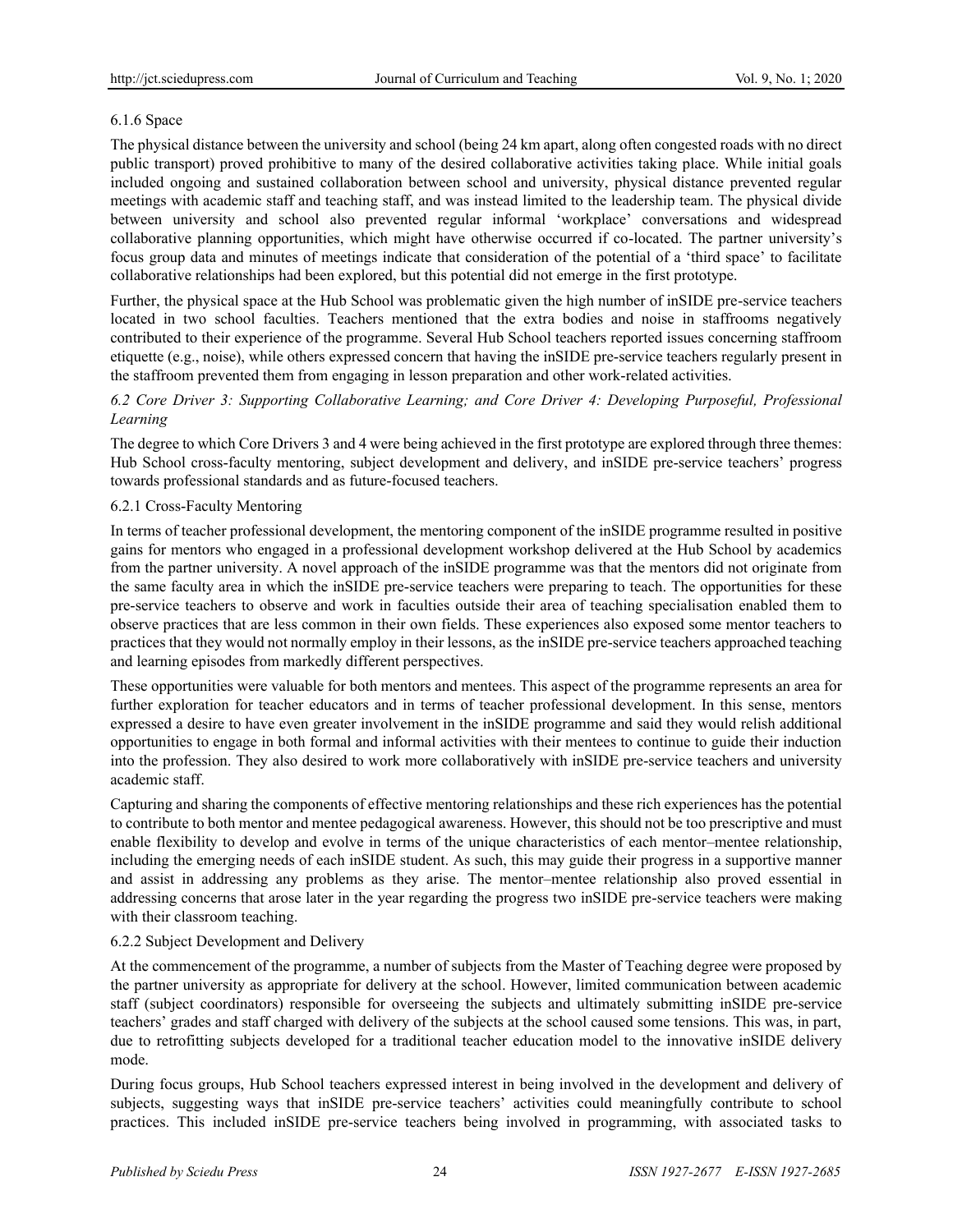#### 6.1.6 Space

The physical distance between the university and school (being 24 km apart, along often congested roads with no direct public transport) proved prohibitive to many of the desired collaborative activities taking place. While initial goals included ongoing and sustained collaboration between school and university, physical distance prevented regular meetings with academic staff and teaching staff, and was instead limited to the leadership team. The physical divide between university and school also prevented regular informal 'workplace' conversations and widespread collaborative planning opportunities, which might have otherwise occurred if co-located. The partner university's focus group data and minutes of meetings indicate that consideration of the potential of a 'third space' to facilitate collaborative relationships had been explored, but this potential did not emerge in the first prototype.

Further, the physical space at the Hub School was problematic given the high number of inSIDE pre-service teachers located in two school faculties. Teachers mentioned that the extra bodies and noise in staffrooms negatively contributed to their experience of the programme. Several Hub School teachers reported issues concerning staffroom etiquette (e.g., noise), while others expressed concern that having the inSIDE pre-service teachers regularly present in the staffroom prevented them from engaging in lesson preparation and other work-related activities.

### *6.2 Core Driver 3: Supporting Collaborative Learning; and Core Driver 4: Developing Purposeful, Professional Learning*

The degree to which Core Drivers 3 and 4 were being achieved in the first prototype are explored through three themes: Hub School cross-faculty mentoring, subject development and delivery, and inSIDE pre-service teachers' progress towards professional standards and as future-focused teachers.

#### 6.2.1 Cross-Faculty Mentoring

In terms of teacher professional development, the mentoring component of the inSIDE programme resulted in positive gains for mentors who engaged in a professional development workshop delivered at the Hub School by academics from the partner university. A novel approach of the inSIDE programme was that the mentors did not originate from the same faculty area in which the inSIDE pre-service teachers were preparing to teach. The opportunities for these pre-service teachers to observe and work in faculties outside their area of teaching specialisation enabled them to observe practices that are less common in their own fields. These experiences also exposed some mentor teachers to practices that they would not normally employ in their lessons, as the inSIDE pre-service teachers approached teaching and learning episodes from markedly different perspectives.

These opportunities were valuable for both mentors and mentees. This aspect of the programme represents an area for further exploration for teacher educators and in terms of teacher professional development. In this sense, mentors expressed a desire to have even greater involvement in the inSIDE programme and said they would relish additional opportunities to engage in both formal and informal activities with their mentees to continue to guide their induction into the profession. They also desired to work more collaboratively with inSIDE pre-service teachers and university academic staff.

Capturing and sharing the components of effective mentoring relationships and these rich experiences has the potential to contribute to both mentor and mentee pedagogical awareness. However, this should not be too prescriptive and must enable flexibility to develop and evolve in terms of the unique characteristics of each mentor–mentee relationship, including the emerging needs of each inSIDE student. As such, this may guide their progress in a supportive manner and assist in addressing any problems as they arise. The mentor–mentee relationship also proved essential in addressing concerns that arose later in the year regarding the progress two inSIDE pre-service teachers were making with their classroom teaching.

#### 6.2.2 Subject Development and Delivery

At the commencement of the programme, a number of subjects from the Master of Teaching degree were proposed by the partner university as appropriate for delivery at the school. However, limited communication between academic staff (subject coordinators) responsible for overseeing the subjects and ultimately submitting inSIDE pre-service teachers' grades and staff charged with delivery of the subjects at the school caused some tensions. This was, in part, due to retrofitting subjects developed for a traditional teacher education model to the innovative inSIDE delivery mode.

During focus groups, Hub School teachers expressed interest in being involved in the development and delivery of subjects, suggesting ways that inSIDE pre-service teachers' activities could meaningfully contribute to school practices. This included inSIDE pre-service teachers being involved in programming, with associated tasks to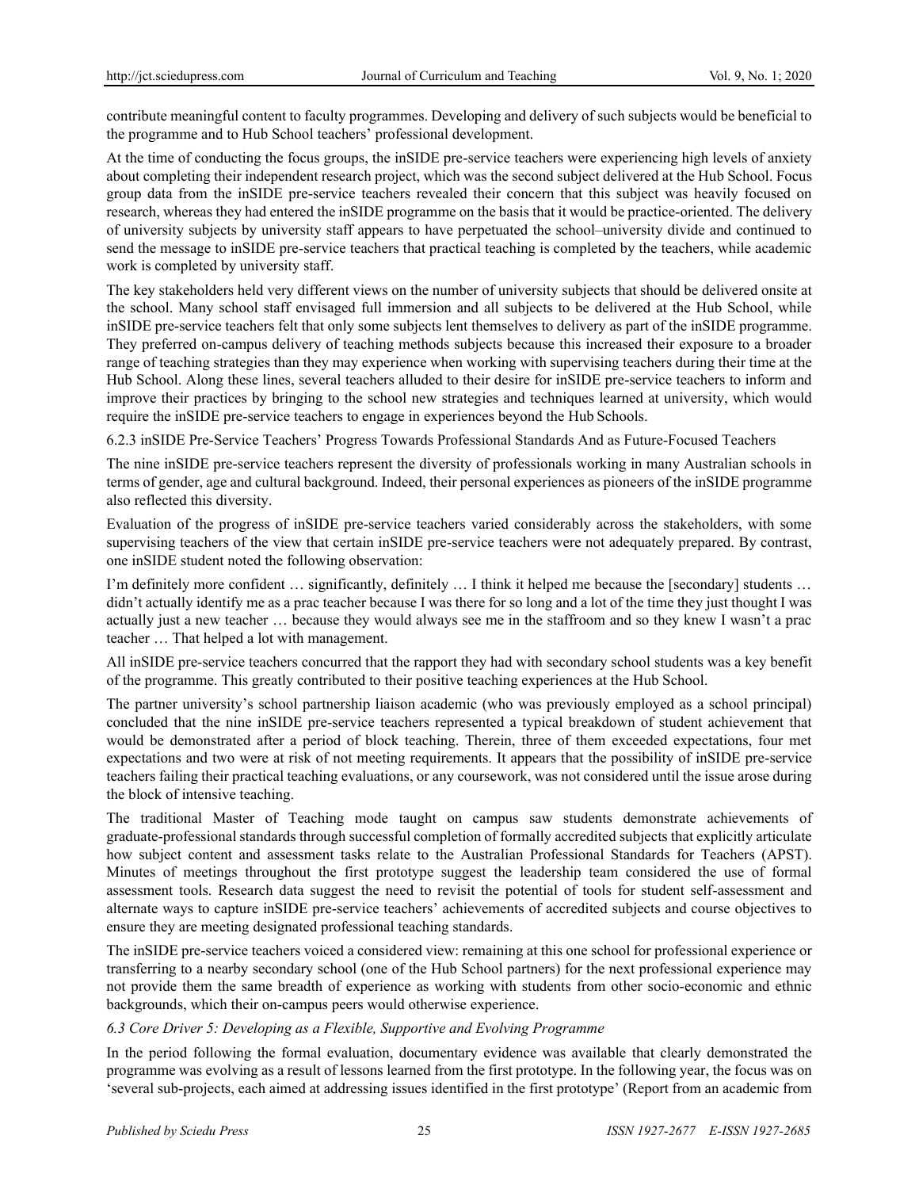contribute meaningful content to faculty programmes. Developing and delivery of such subjects would be beneficial to the programme and to Hub School teachers' professional development.

At the time of conducting the focus groups, the inSIDE pre-service teachers were experiencing high levels of anxiety about completing their independent research project, which was the second subject delivered at the Hub School. Focus group data from the inSIDE pre-service teachers revealed their concern that this subject was heavily focused on research, whereas they had entered the inSIDE programme on the basis that it would be practice-oriented. The delivery of university subjects by university staff appears to have perpetuated the school–university divide and continued to send the message to inSIDE pre-service teachers that practical teaching is completed by the teachers, while academic work is completed by university staff.

The key stakeholders held very different views on the number of university subjects that should be delivered onsite at the school. Many school staff envisaged full immersion and all subjects to be delivered at the Hub School, while inSIDE pre-service teachers felt that only some subjects lent themselves to delivery as part of the inSIDE programme. They preferred on-campus delivery of teaching methods subjects because this increased their exposure to a broader range of teaching strategies than they may experience when working with supervising teachers during their time at the Hub School. Along these lines, several teachers alluded to their desire for inSIDE pre-service teachers to inform and improve their practices by bringing to the school new strategies and techniques learned at university, which would require the inSIDE pre-service teachers to engage in experiences beyond the Hub Schools.

6.2.3 inSIDE Pre-Service Teachers' Progress Towards Professional Standards And as Future-Focused Teachers

The nine inSIDE pre-service teachers represent the diversity of professionals working in many Australian schools in terms of gender, age and cultural background. Indeed, their personal experiences as pioneers of the inSIDE programme also reflected this diversity.

Evaluation of the progress of inSIDE pre-service teachers varied considerably across the stakeholders, with some supervising teachers of the view that certain inSIDE pre-service teachers were not adequately prepared. By contrast, one inSIDE student noted the following observation:

I'm definitely more confident … significantly, definitely … I think it helped me because the [secondary] students … didn't actually identify me as a prac teacher because I was there for so long and a lot of the time they just thought I was actually just a new teacher … because they would always see me in the staffroom and so they knew I wasn't a prac teacher … That helped a lot with management.

All inSIDE pre-service teachers concurred that the rapport they had with secondary school students was a key benefit of the programme. This greatly contributed to their positive teaching experiences at the Hub School.

The partner university's school partnership liaison academic (who was previously employed as a school principal) concluded that the nine inSIDE pre-service teachers represented a typical breakdown of student achievement that would be demonstrated after a period of block teaching. Therein, three of them exceeded expectations, four met expectations and two were at risk of not meeting requirements. It appears that the possibility of inSIDE pre-service teachers failing their practical teaching evaluations, or any coursework, was not considered until the issue arose during the block of intensive teaching.

The traditional Master of Teaching mode taught on campus saw students demonstrate achievements of graduate-professional standards through successful completion of formally accredited subjects that explicitly articulate how subject content and assessment tasks relate to the Australian Professional Standards for Teachers (APST). Minutes of meetings throughout the first prototype suggest the leadership team considered the use of formal assessment tools. Research data suggest the need to revisit the potential of tools for student self-assessment and alternate ways to capture inSIDE pre-service teachers' achievements of accredited subjects and course objectives to ensure they are meeting designated professional teaching standards.

The inSIDE pre-service teachers voiced a considered view: remaining at this one school for professional experience or transferring to a nearby secondary school (one of the Hub School partners) for the next professional experience may not provide them the same breadth of experience as working with students from other socio-economic and ethnic backgrounds, which their on-campus peers would otherwise experience.

### *6.3 Core Driver 5: Developing as a Flexible, Supportive and Evolving Programme*

In the period following the formal evaluation, documentary evidence was available that clearly demonstrated the programme was evolving as a result of lessons learned from the first prototype. In the following year, the focus was on 'several sub-projects, each aimed at addressing issues identified in the first prototype' (Report from an academic from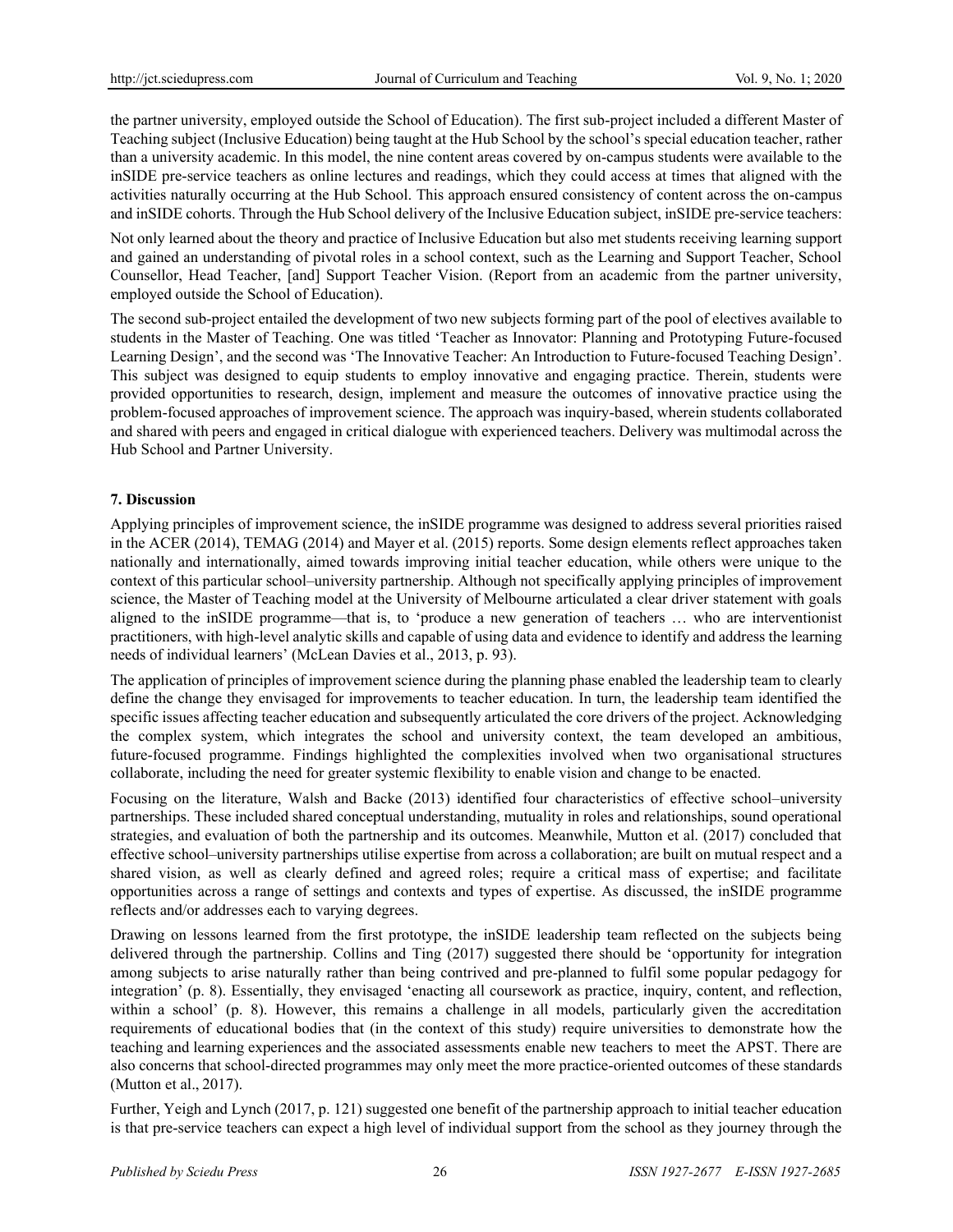the partner university, employed outside the School of Education). The first sub-project included a different Master of Teaching subject (Inclusive Education) being taught at the Hub School by the school's special education teacher, rather than a university academic. In this model, the nine content areas covered by on-campus students were available to the inSIDE pre-service teachers as online lectures and readings, which they could access at times that aligned with the activities naturally occurring at the Hub School. This approach ensured consistency of content across the on-campus and inSIDE cohorts. Through the Hub School delivery of the Inclusive Education subject, inSIDE pre-service teachers:

Not only learned about the theory and practice of Inclusive Education but also met students receiving learning support and gained an understanding of pivotal roles in a school context, such as the Learning and Support Teacher, School Counsellor, Head Teacher, [and] Support Teacher Vision. (Report from an academic from the partner university, employed outside the School of Education).

The second sub-project entailed the development of two new subjects forming part of the pool of electives available to students in the Master of Teaching. One was titled 'Teacher as Innovator: Planning and Prototyping Future-focused Learning Design', and the second was 'The Innovative Teacher: An Introduction to Future-focused Teaching Design'. This subject was designed to equip students to employ innovative and engaging practice. Therein, students were provided opportunities to research, design, implement and measure the outcomes of innovative practice using the problem-focused approaches of improvement science. The approach was inquiry-based, wherein students collaborated and shared with peers and engaged in critical dialogue with experienced teachers. Delivery was multimodal across the Hub School and Partner University.

## 7. Discussion

Applying principles of improvement science, the inSIDE programme was designed to address several priorities raised in the ACER (2014), TEMAG (2014) and Mayer et al. (2015) reports. Some design elements reflect approaches taken nationally and internationally, aimed towards improving initial teacher education, while others were unique to the context of this particular school–university partnership. Although not specifically applying principles of improvement science, the Master of Teaching model at the University of Melbourne articulated a clear driver statement with goals aligned to the inSIDE programme—that is, to 'produce a new generation of teachers … who are interventionist practitioners, with high-level analytic skills and capable of using data and evidence to identify and address the learning needs of individual learners' (McLean Davies et al., 2013, p. 93).

The application of principles of improvement science during the planning phase enabled the leadership team to clearly define the change they envisaged for improvements to teacher education. In turn, the leadership team identified the specific issues affecting teacher education and subsequently articulated the core drivers of the project. Acknowledging the complex system, which integrates the school and university context, the team developed an ambitious, future-focused programme. Findings highlighted the complexities involved when two organisational structures collaborate, including the need for greater systemic flexibility to enable vision and change to be enacted.

Focusing on the literature, Walsh and Backe (2013) identified four characteristics of effective school–university partnerships. These included shared conceptual understanding, mutuality in roles and relationships, sound operational strategies, and evaluation of both the partnership and its outcomes. Meanwhile, Mutton et al. (2017) concluded that effective school–university partnerships utilise expertise from across a collaboration; are built on mutual respect and a shared vision, as well as clearly defined and agreed roles; require a critical mass of expertise; and facilitate opportunities across a range of settings and contexts and types of expertise. As discussed, the inSIDE programme reflects and/or addresses each to varying degrees.

Drawing on lessons learned from the first prototype, the inSIDE leadership team reflected on the subjects being delivered through the partnership. Collins and Ting (2017) suggested there should be 'opportunity for integration among subjects to arise naturally rather than being contrived and pre-planned to fulfil some popular pedagogy for integration' (p. 8). Essentially, they envisaged 'enacting all coursework as practice, inquiry, content, and reflection, within a school' (p. 8). However, this remains a challenge in all models, particularly given the accreditation requirements of educational bodies that (in the context of this study) require universities to demonstrate how the teaching and learning experiences and the associated assessments enable new teachers to meet the APST. There are also concerns that school-directed programmes may only meet the more practice-oriented outcomes of these standards (Mutton et al., 2017).

Further, Yeigh and Lynch (2017, p. 121) suggested one benefit of the partnership approach to initial teacher education is that pre-service teachers can expect a high level of individual support from the school as they journey through the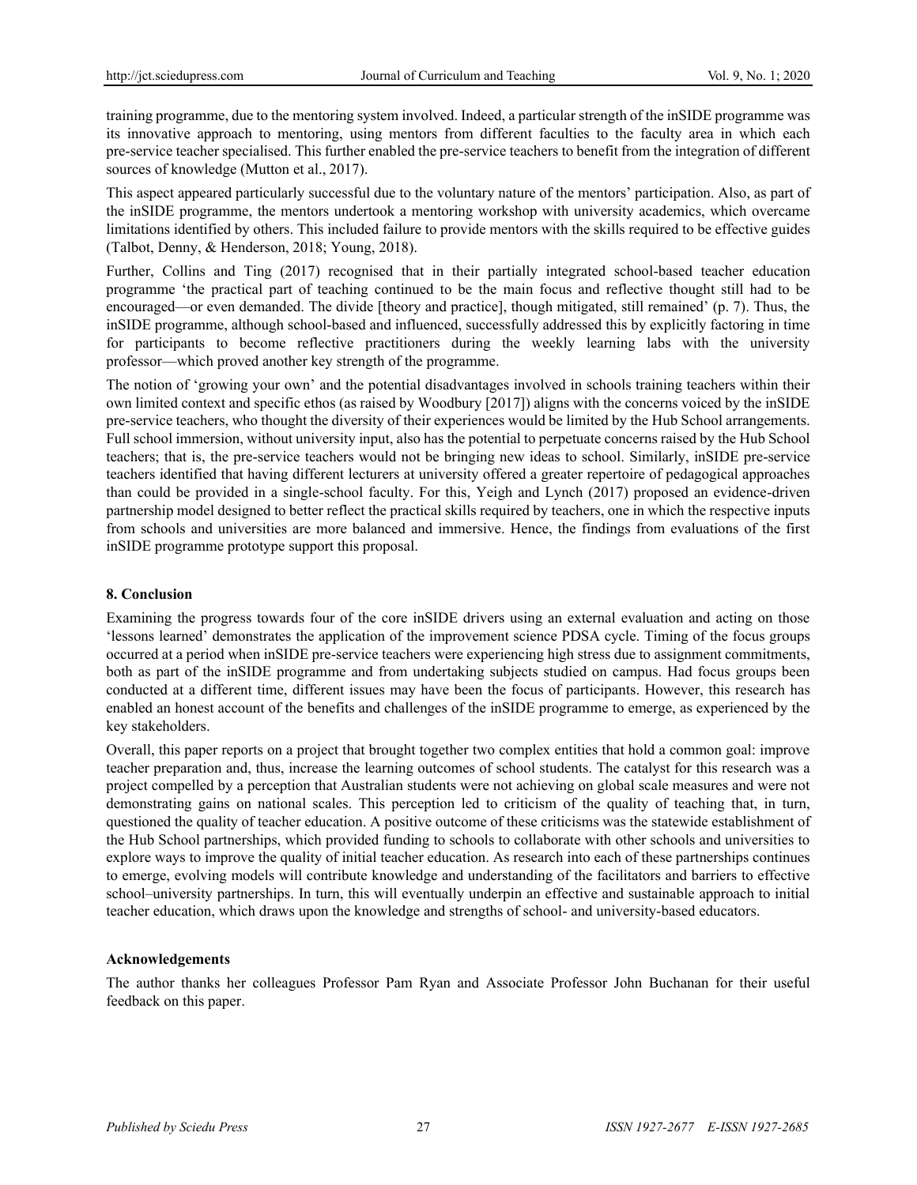training programme, due to the mentoring system involved. Indeed, a particular strength of the inSIDE programme was its innovative approach to mentoring, using mentors from different faculties to the faculty area in which each pre-service teacher specialised. This further enabled the pre-service teachers to benefit from the integration of different sources of knowledge (Mutton et al., 2017).

This aspect appeared particularly successful due to the voluntary nature of the mentors' participation. Also, as part of the inSIDE programme, the mentors undertook a mentoring workshop with university academics, which overcame limitations identified by others. This included failure to provide mentors with the skills required to be effective guides (Talbot, Denny, & Henderson, 2018; Young, 2018).

Further, Collins and Ting (2017) recognised that in their partially integrated school-based teacher education programme 'the practical part of teaching continued to be the main focus and reflective thought still had to be encouraged—or even demanded. The divide [theory and practice], though mitigated, still remained' (p. 7). Thus, the inSIDE programme, although school-based and influenced, successfully addressed this by explicitly factoring in time for participants to become reflective practitioners during the weekly learning labs with the university professor—which proved another key strength of the programme.

The notion of 'growing your own' and the potential disadvantages involved in schools training teachers within their own limited context and specific ethos (as raised by Woodbury [2017]) aligns with the concerns voiced by the inSIDE pre-service teachers, who thought the diversity of their experiences would be limited by the Hub School arrangements. Full school immersion, without university input, also has the potential to perpetuate concerns raised by the Hub School teachers; that is, the pre-service teachers would not be bringing new ideas to school. Similarly, inSIDE pre-service teachers identified that having different lecturers at university offered a greater repertoire of pedagogical approaches than could be provided in a single-school faculty. For this, Yeigh and Lynch (2017) proposed an evidence-driven partnership model designed to better reflect the practical skills required by teachers, one in which the respective inputs from schools and universities are more balanced and immersive. Hence, the findings from evaluations of the first inSIDE programme prototype support this proposal.

## 8. Conclusion

Examining the progress towards four of the core inSIDE drivers using an external evaluation and acting on those 'lessons learned' demonstrates the application of the improvement science PDSA cycle. Timing of the focus groups occurred at a period when inSIDE pre-service teachers were experiencing high stress due to assignment commitments, both as part of the inSIDE programme and from undertaking subjects studied on campus. Had focus groups been conducted at a different time, different issues may have been the focus of participants. However, this research has enabled an honest account of the benefits and challenges of the inSIDE programme to emerge, as experienced by the key stakeholders.

Overall, this paper reports on a project that brought together two complex entities that hold a common goal: improve teacher preparation and, thus, increase the learning outcomes of school students. The catalyst for this research was a project compelled by a perception that Australian students were not achieving on global scale measures and were not demonstrating gains on national scales. This perception led to criticism of the quality of teaching that, in turn, questioned the quality of teacher education. A positive outcome of these criticisms was the statewide establishment of the Hub School partnerships, which provided funding to schools to collaborate with other schools and universities to explore ways to improve the quality of initial teacher education. As research into each of these partnerships continues to emerge, evolving models will contribute knowledge and understanding of the facilitators and barriers to effective school–university partnerships. In turn, this will eventually underpin an effective and sustainable approach to initial teacher education, which draws upon the knowledge and strengths of school- and university-based educators.

## Acknowledgements

The author thanks her colleagues Professor Pam Ryan and Associate Professor John Buchanan for their useful feedback on this paper.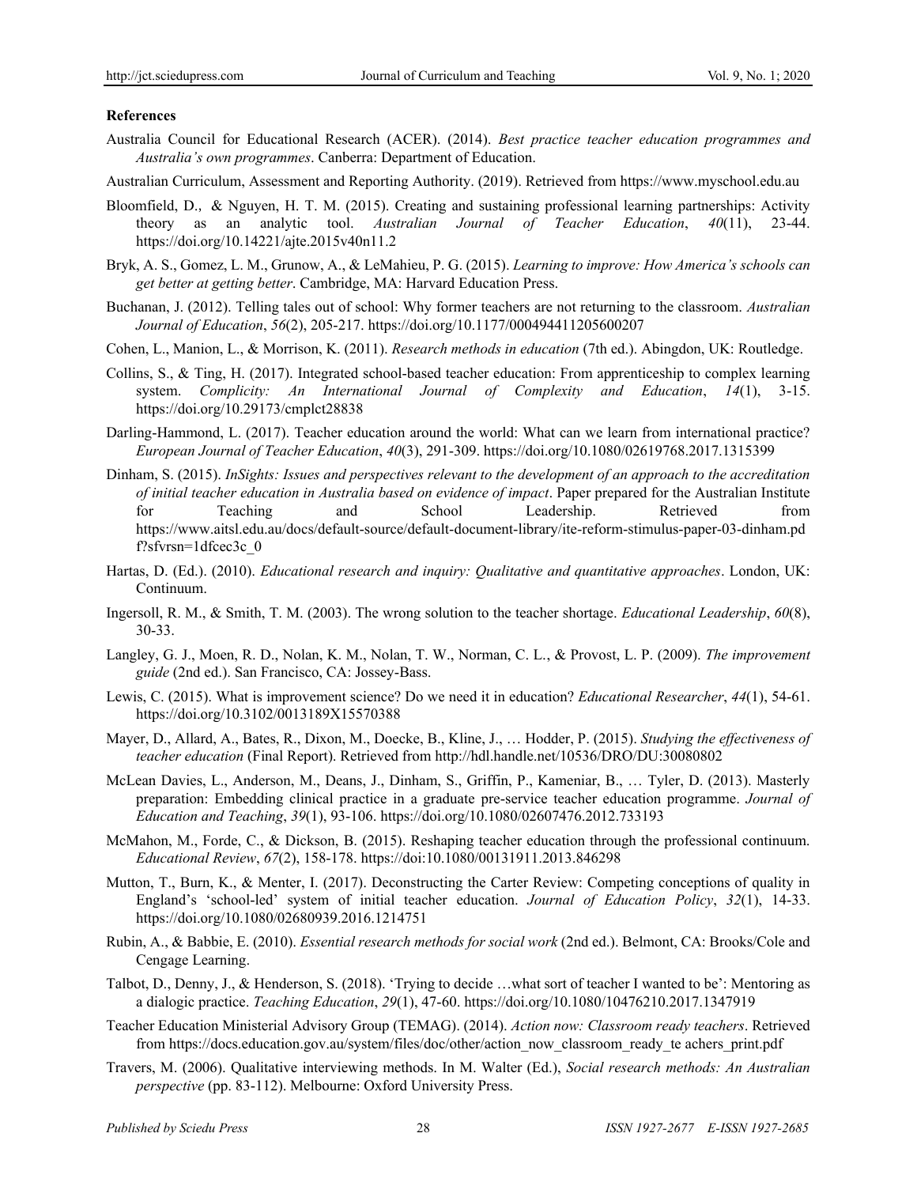**References**

Australia Council for Educational Research (ACER). (2014). *Best practice teacher education programmes and Australia's own programmes*. Canberra: Department of Education.

Australian Curriculum, Assessment and Reporting Authority. (2019). Retrieved from https://www.myschool.edu.au

Bloomfield, D., & Nguyen, H. T. M. (2015). Creating and sustaining professional learning partnerships: Activity theory as an analytic tool. *Australian Journal of Teacher Education*, *40*(11), 23-44. https://doi.org/10.14221/ajte.2015v40n11.2

Bryk, A. S., Gomez, L. M., Grunow, A., & LeMahieu, P. G. (2015). *Learning to improve: How America's schools can get better at getting better*. Cambridge, MA: Harvard Education Press.

Buchanan, J. (2012). Telling tales out of school: Why former teachers are not returning to the classroom. *Australian Journal of Education*, *56*(2), 205-217. https://doi.org/10.1177/000494411205600207

Cohen, L., Manion, L., & Morrison, K. (2011). *Research methods in education* (7th ed.). Abingdon, UK: Routledge.

Collins, S., & Ting, H. (2017). Integrated school-based teacher education: From apprenticeship to complex learning system. *Complicity: An International Journal of Complexity and Education*, *14*(1), 3-15. https://doi.org/10.29173/cmplct28838

Darling-Hammond, L. (2017). Teacher education around the world: What can we learn from international practice? *European Journal of Teacher Education*, *40*(3), 291-309. https://doi.org/10.1080/02619768.2017.1315399

Dinham, S. (2015). *InSights: Issues and perspectives relevant to the development of an approach to the accreditation of initial teacher education in Australia based on evidence of impact*. Paper prepared for the Australian Institute for Teaching and School Leadership. Retrieved from https://www.aitsl.edu.au/docs/default-source/default-document-library/ite-reform-stimulus-paper-03-dinham.pdf?sfvrsn=1dfcec3c_0

Hartas, D. (Ed.). (2010). *Educational research and inquiry: Qualitative and quantitative approaches*. London, UK: Continuum.

Ingersoll, R. M., & Smith, T. M. (2003). The wrong solution to the teacher shortage. *Educational Leadership*, *60*(8), 30-33.

Langley, G. J., Moen, R. D., Nolan, K. M., Nolan, T. W., Norman, C. L., & Provost, L. P. (2009). *The improvement guide* (2nd ed.). San Francisco, CA: Jossey-Bass.

Lewis, C. (2015). What is improvement science? Do we need it in education? *Educational Researcher*, *44*(1), 54-61. https://doi.org/10.3102/0013189X15570388

Mayer, D., Allard, A., Bates, R., Dixon, M., Doecke, B., Kline, J., … Hodder, P. (2015). *Studying the effectiveness of teacher education* (Final Report). Retrieved from http://hdl.handle.net/10536/DRO/DU:30080802

McLean Davies, L., Anderson, M., Deans, J., Dinham, S., Griffin, P., Kameniar, B., … Tyler, D. (2013). Masterly preparation: Embedding clinical practice in a graduate pre-service teacher education programme. *Journal of Education and Teaching*, *39*(1), 93-106. https://doi.org/10.1080/02607476.2012.733193

McMahon, M., Forde, C., & Dickson, B. (2015). Reshaping teacher education through the professional continuum. *Educational Review*, *67*(2), 158-178. https://doi:10.1080/00131911.2013.846298

Mutton, T., Burn, K., & Menter, I. (2017). Deconstructing the Carter Review: Competing conceptions of quality in England's 'school-led' system of initial teacher education. *Journal of Education Policy*, *32*(1), 14-33. https://doi.org/10.1080/02680939.2016.1214751

Rubin, A., & Babbie, E. (2010). *Essential research methods for social work* (2nd ed.). Belmont, CA: Brooks/Cole and Cengage Learning.

Talbot, D., Denny, J., & Henderson, S. (2018). 'Trying to decide …what sort of teacher I wanted to be': Mentoring as a dialogic practice. *Teaching Education*, *29*(1), 47-60. https://doi.org/10.1080/10476210.2017.1347919

Teacher Education Ministerial Advisory Group (TEMAG). (2014). *Action now: Classroom ready teachers*. Retrieved from https://docs.education.gov.au/system/files/doc/other/action_now_classroom_ready_te achers_print.pdf

Travers, M. (2006). Qualitative interviewing methods. In M. Walter (Ed.), *Social research methods: An Australian perspective* (pp. 83-112). Melbourne: Oxford University Press.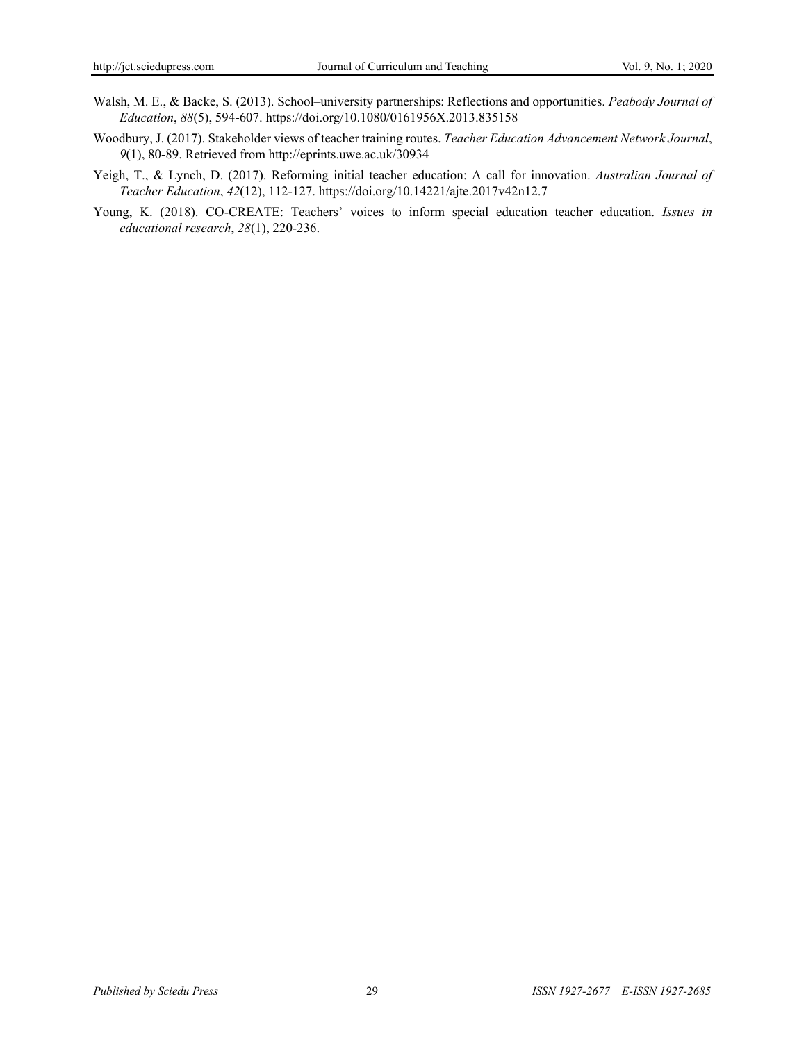Walsh, M. E., & Backe, S. (2013). School–university partnerships: Reflections and opportunities. *Peabody Journal of Education*, *88*(5), 594-607. https://doi.org/10.1080/0161956X.2013.835158

Woodbury, J. (2017). Stakeholder views of teacher training routes. *Teacher Education Advancement Network Journal*, *9*(1), 80-89. Retrieved from http://eprints.uwe.ac.uk/30934

Yeigh, T., & Lynch, D. (2017). Reforming initial teacher education: A call for innovation. *Australian Journal of Teacher Education*, *42*(12), 112-127. https://doi.org/10.14221/ajte.2017v42n12.7

Young, K. (2018). CO-CREATE: Teachers' voices to inform special education teacher education. *Issues in educational research*, *28*(1), 220-236.